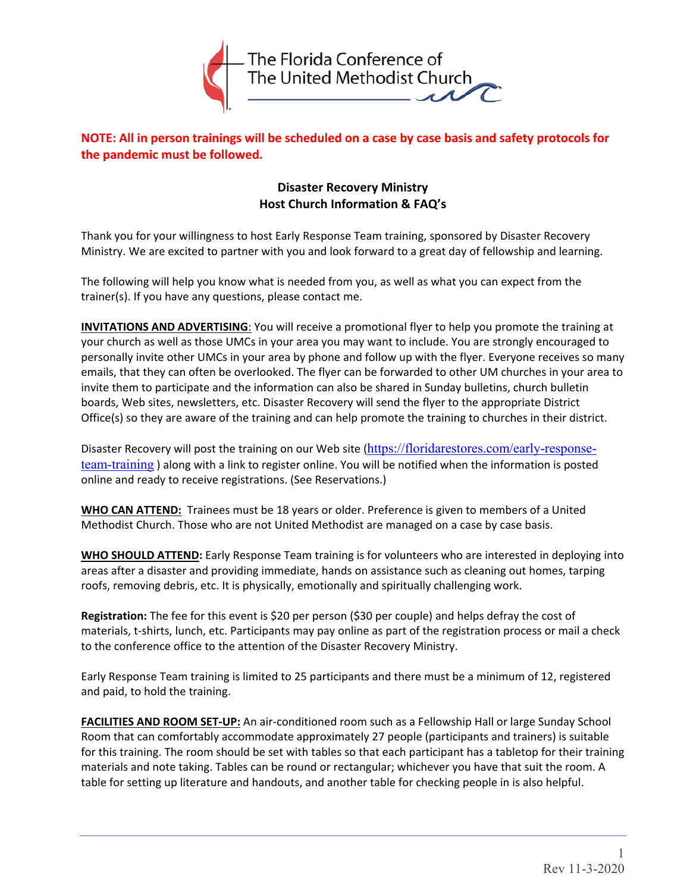The Florida Conference of
The United Methodist Church

**NOTE: All in person trainings will be scheduled on a case by case basis and safety protocols for the pandemic must be followed.**

## Disaster Recovery Ministry
## Host Church Information & FAQ's

Thank you for your willingness to host Early Response Team training, sponsored by Disaster Recovery Ministry. We are excited to partner with you and look forward to a great day of fellowship and learning.

The following will help you know what is needed from you, as well as what you can expect from the trainer(s). If you have any questions, please contact me.

**INVITATIONS AND ADVERTISING**: You will receive a promotional flyer to help you promote the training at your church as well as those UMCs in your area you may want to include. You are strongly encouraged to personally invite other UMCs in your area by phone and follow up with the flyer. Everyone receives so many emails, that they can often be overlooked. The flyer can be forwarded to other UM churches in your area to invite them to participate and the information can also be shared in Sunday bulletins, church bulletin boards, Web sites, newsletters, etc. Disaster Recovery will send the flyer to the appropriate District Office(s) so they are aware of the training and can help promote the training to churches in their district.

Disaster Recovery will post the training on our Web site (https://floridarestores.com/early-response-team-training ) along with a link to register online. You will be notified when the information is posted online and ready to receive registrations. (See Reservations.)

**WHO CAN ATTEND:** Trainees must be 18 years or older. Preference is given to members of a United Methodist Church. Those who are not United Methodist are managed on a case by case basis.

**WHO SHOULD ATTEND:** Early Response Team training is for volunteers who are interested in deploying into areas after a disaster and providing immediate, hands on assistance such as cleaning out homes, tarping roofs, removing debris, etc. It is physically, emotionally and spiritually challenging work.

**Registration:** The fee for this event is $20 per person ($30 per couple) and helps defray the cost of materials, t-shirts, lunch, etc. Participants may pay online as part of the registration process or mail a check to the conference office to the attention of the Disaster Recovery Ministry.

Early Response Team training is limited to 25 participants and there must be a minimum of 12, registered and paid, to hold the training.

**FACILITIES AND ROOM SET-UP:** An air-conditioned room such as a Fellowship Hall or large Sunday School Room that can comfortably accommodate approximately 27 people (participants and trainers) is suitable for this training. The room should be set with tables so that each participant has a tabletop for their training materials and note taking. Tables can be round or rectangular; whichever you have that suit the room. A table for setting up literature and handouts, and another table for checking people in is also helpful.

Rev 11-3-2020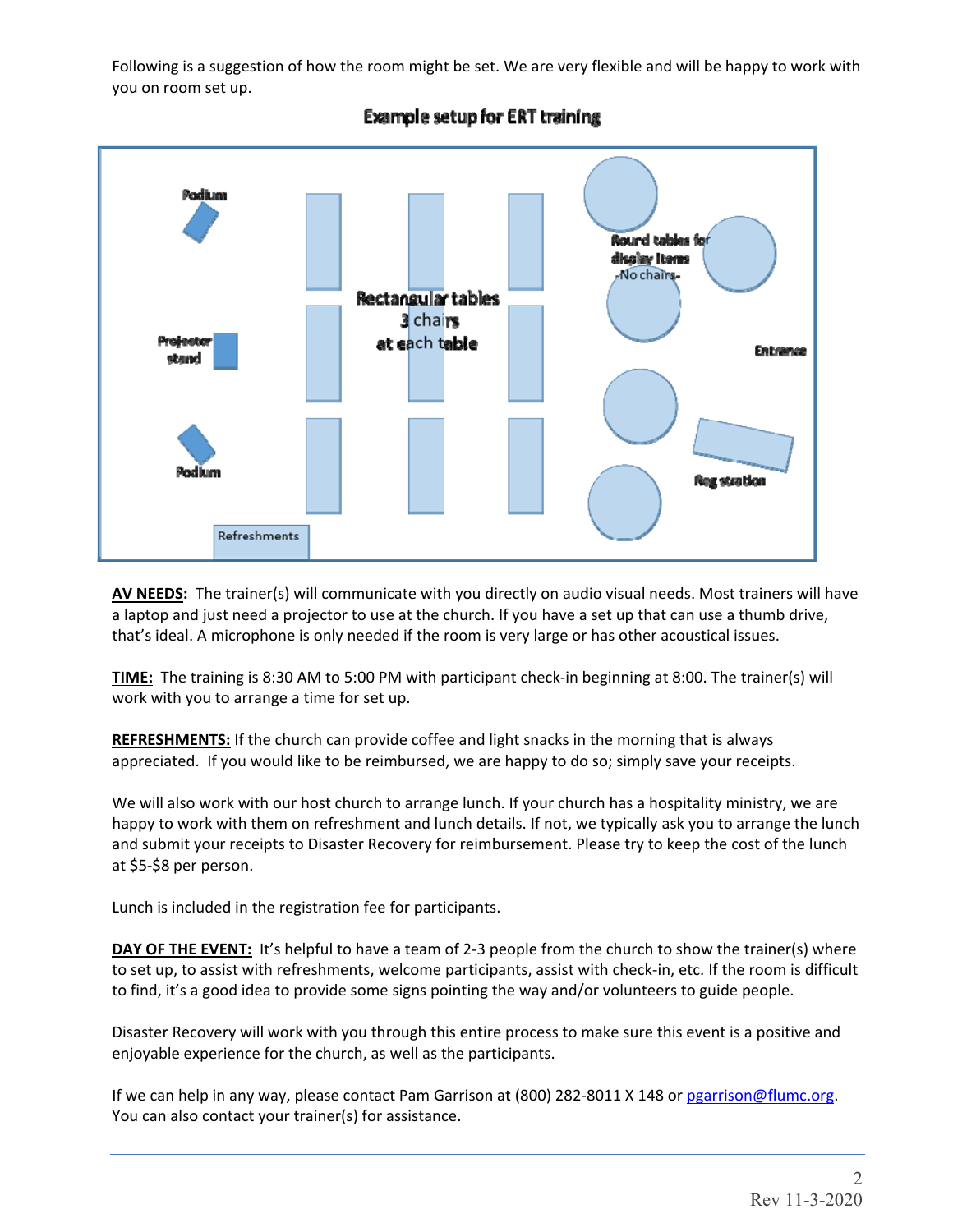Following is a suggestion of how the room might be set. We are very flexible and will be happy to work with you on room set up.

Example setup for ERT training

Podium

Projector stand

Podium

Refreshments

Rectangular tables
3 chairs
at each table

Round tables for display items
-No chairs-

Entrance

Registration

**AV NEEDS:** The trainer(s) will communicate with you directly on audio visual needs. Most trainers will have a laptop and just need a projector to use at the church. If you have a set up that can use a thumb drive, that's ideal. A microphone is only needed if the room is very large or has other acoustical issues.

**TIME:** The training is 8:30 AM to 5:00 PM with participant check-in beginning at 8:00. The trainer(s) will work with you to arrange a time for set up.

**REFRESHMENTS:** If the church can provide coffee and light snacks in the morning that is always appreciated. If you would like to be reimbursed, we are happy to do so; simply save your receipts.

We will also work with our host church to arrange lunch. If your church has a hospitality ministry, we are happy to work with them on refreshment and lunch details. If not, we typically ask you to arrange the lunch and submit your receipts to Disaster Recovery for reimbursement. Please try to keep the cost of the lunch at $5-$8 per person.

Lunch is included in the registration fee for participants.

**DAY OF THE EVENT:** It's helpful to have a team of 2-3 people from the church to show the trainer(s) where to set up, to assist with refreshments, welcome participants, assist with check-in, etc. If the room is difficult to find, it's a good idea to provide some signs pointing the way and/or volunteers to guide people.

Disaster Recovery will work with you through this entire process to make sure this event is a positive and enjoyable experience for the church, as well as the participants.

If we can help in any way, please contact Pam Garrison at (800) 282-8011 X 148 or pgarrison@flumc.org. You can also contact your trainer(s) for assistance.

Rev 11-3-2020